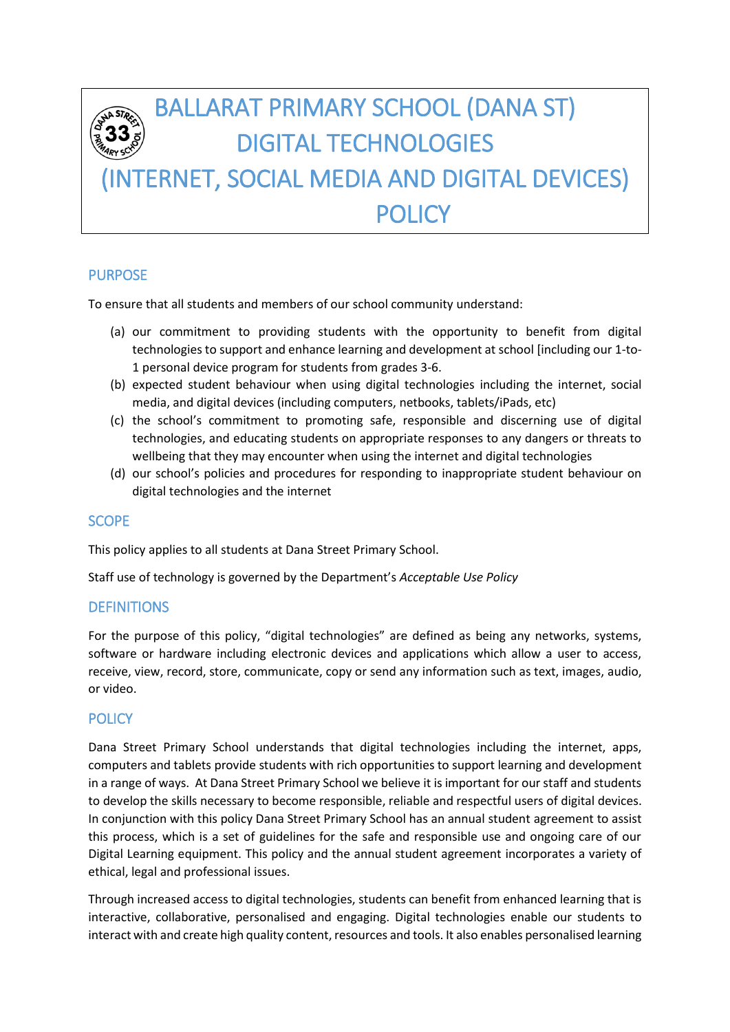# BALLARAT PRIMARY SCHOOL (DANA ST) DIGITAL TECHNOLOGIES (INTERNET, SOCIAL MEDIA AND DIGITAL DEVICES) POLICY

## PURPOSE

To ensure that all students and members of our school community understand:

(a) our commitment to providing students with the opportunity to benefit from digital technologies to support and enhance learning and development at school [including our 1-to-1 personal device program for students from grades 3-6.

(b) expected student behaviour when using digital technologies including the internet, social media, and digital devices (including computers, netbooks, tablets/iPads, etc)

(c) the school's commitment to promoting safe, responsible and discerning use of digital technologies, and educating students on appropriate responses to any dangers or threats to wellbeing that they may encounter when using the internet and digital technologies

(d) our school's policies and procedures for responding to inappropriate student behaviour on digital technologies and the internet

## SCOPE

This policy applies to all students at Dana Street Primary School.

Staff use of technology is governed by the Department's *Acceptable Use Policy*

## DEFINITIONS

For the purpose of this policy, "digital technologies" are defined as being any networks, systems, software or hardware including electronic devices and applications which allow a user to access, receive, view, record, store, communicate, copy or send any information such as text, images, audio, or video.

## POLICY

Dana Street Primary School understands that digital technologies including the internet, apps, computers and tablets provide students with rich opportunities to support learning and development in a range of ways. At Dana Street Primary School we believe it is important for our staff and students to develop the skills necessary to become responsible, reliable and respectful users of digital devices. In conjunction with this policy Dana Street Primary School has an annual student agreement to assist this process, which is a set of guidelines for the safe and responsible use and ongoing care of our Digital Learning equipment. This policy and the annual student agreement incorporates a variety of ethical, legal and professional issues.

Through increased access to digital technologies, students can benefit from enhanced learning that is interactive, collaborative, personalised and engaging. Digital technologies enable our students to interact with and create high quality content, resources and tools. It also enables personalised learning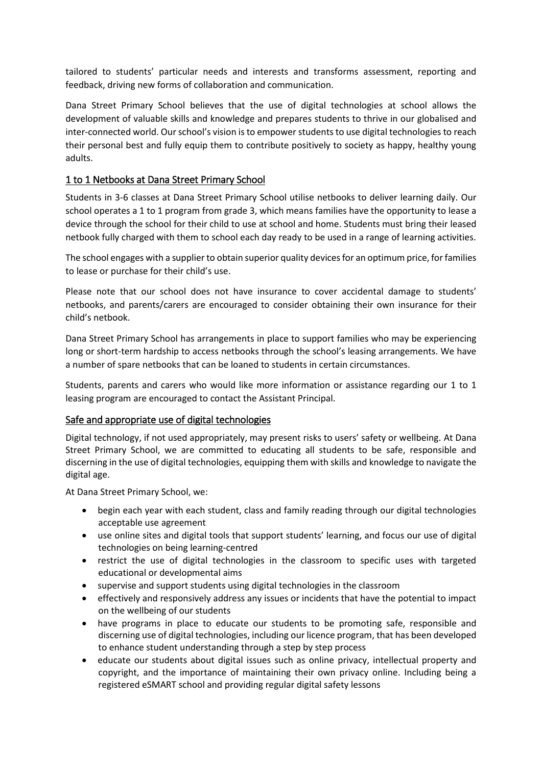tailored to students' particular needs and interests and transforms assessment, reporting and feedback, driving new forms of collaboration and communication.

Dana Street Primary School believes that the use of digital technologies at school allows the development of valuable skills and knowledge and prepares students to thrive in our globalised and inter-connected world. Our school's vision is to empower students to use digital technologies to reach their personal best and fully equip them to contribute positively to society as happy, healthy young adults.

## 1 to 1 Netbooks at Dana Street Primary School

Students in 3-6 classes at Dana Street Primary School utilise netbooks to deliver learning daily. Our school operates a 1 to 1 program from grade 3, which means families have the opportunity to lease a device through the school for their child to use at school and home. Students must bring their leased netbook fully charged with them to school each day ready to be used in a range of learning activities.

The school engages with a supplier to obtain superior quality devices for an optimum price, for families to lease or purchase for their child's use.

Please note that our school does not have insurance to cover accidental damage to students' netbooks, and parents/carers are encouraged to consider obtaining their own insurance for their child's netbook.

Dana Street Primary School has arrangements in place to support families who may be experiencing long or short-term hardship to access netbooks through the school's leasing arrangements. We have a number of spare netbooks that can be loaned to students in certain circumstances.

Students, parents and carers who would like more information or assistance regarding our 1 to 1 leasing program are encouraged to contact the Assistant Principal.

## Safe and appropriate use of digital technologies

Digital technology, if not used appropriately, may present risks to users' safety or wellbeing. At Dana Street Primary School, we are committed to educating all students to be safe, responsible and discerning in the use of digital technologies, equipping them with skills and knowledge to navigate the digital age.

At Dana Street Primary School, we:

- begin each year with each student, class and family reading through our digital technologies acceptable use agreement
- use online sites and digital tools that support students' learning, and focus our use of digital technologies on being learning-centred
- restrict the use of digital technologies in the classroom to specific uses with targeted educational or developmental aims
- supervise and support students using digital technologies in the classroom
- effectively and responsively address any issues or incidents that have the potential to impact on the wellbeing of our students
- have programs in place to educate our students to be promoting safe, responsible and discerning use of digital technologies, including our licence program, that has been developed to enhance student understanding through a step by step process
- educate our students about digital issues such as online privacy, intellectual property and copyright, and the importance of maintaining their own privacy online. Including being a registered eSMART school and providing regular digital safety lessons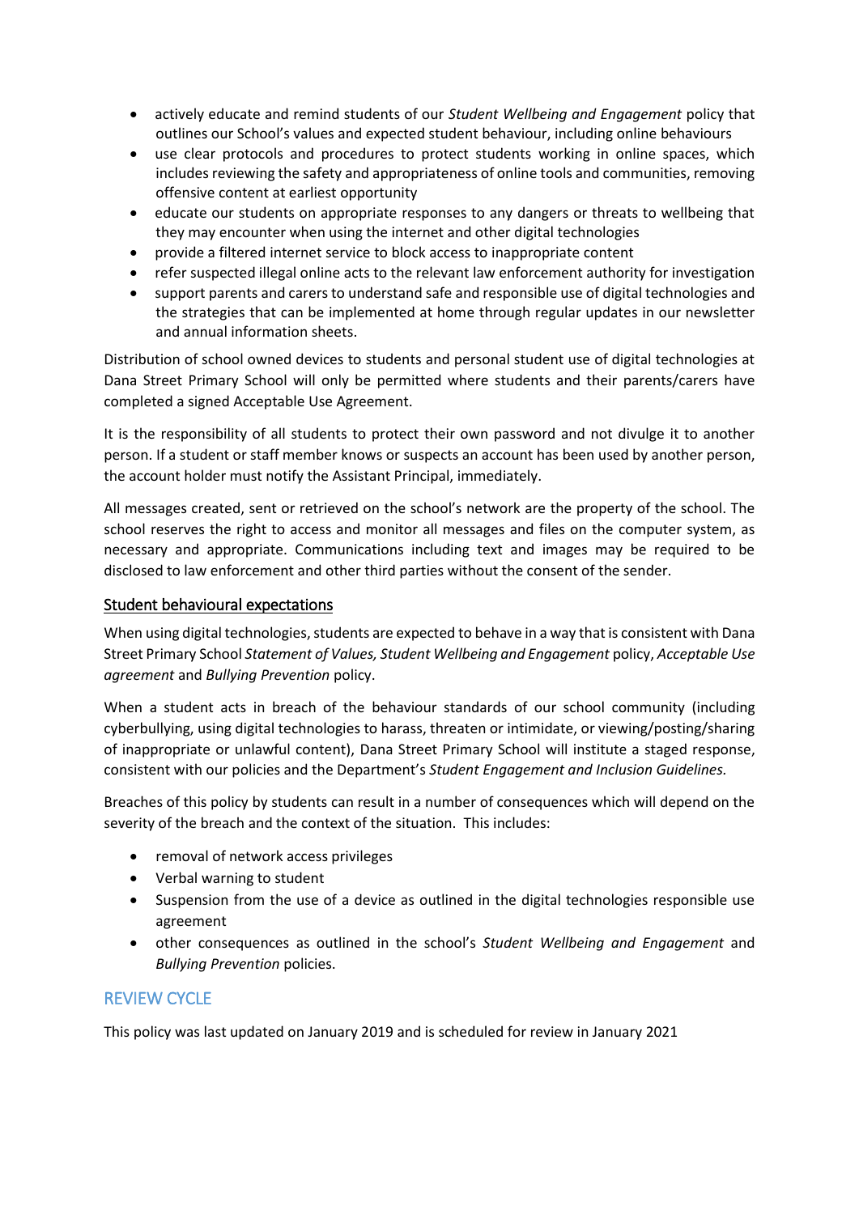- actively educate and remind students of our *Student Wellbeing and Engagement* policy that outlines our School's values and expected student behaviour, including online behaviours
- use clear protocols and procedures to protect students working in online spaces, which includes reviewing the safety and appropriateness of online tools and communities, removing offensive content at earliest opportunity
- educate our students on appropriate responses to any dangers or threats to wellbeing that they may encounter when using the internet and other digital technologies
- provide a filtered internet service to block access to inappropriate content
- refer suspected illegal online acts to the relevant law enforcement authority for investigation
- support parents and carers to understand safe and responsible use of digital technologies and the strategies that can be implemented at home through regular updates in our newsletter and annual information sheets.

Distribution of school owned devices to students and personal student use of digital technologies at Dana Street Primary School will only be permitted where students and their parents/carers have completed a signed Acceptable Use Agreement.

It is the responsibility of all students to protect their own password and not divulge it to another person. If a student or staff member knows or suspects an account has been used by another person, the account holder must notify the Assistant Principal, immediately.

All messages created, sent or retrieved on the school's network are the property of the school. The school reserves the right to access and monitor all messages and files on the computer system, as necessary and appropriate. Communications including text and images may be required to be disclosed to law enforcement and other third parties without the consent of the sender.

### Student behavioural expectations

When using digital technologies, students are expected to behave in a way that is consistent with Dana Street Primary School *Statement of Values, Student Wellbeing and Engagement* policy, *Acceptable Use agreement* and *Bullying Prevention* policy.

When a student acts in breach of the behaviour standards of our school community (including cyberbullying, using digital technologies to harass, threaten or intimidate, or viewing/posting/sharing of inappropriate or unlawful content), Dana Street Primary School will institute a staged response, consistent with our policies and the Department's *Student Engagement and Inclusion Guidelines.*

Breaches of this policy by students can result in a number of consequences which will depend on the severity of the breach and the context of the situation. This includes:

- removal of network access privileges
- Verbal warning to student
- Suspension from the use of a device as outlined in the digital technologies responsible use agreement
- other consequences as outlined in the school's *Student Wellbeing and Engagement* and *Bullying Prevention* policies.

## REVIEW CYCLE

This policy was last updated on January 2019 and is scheduled for review in January 2021